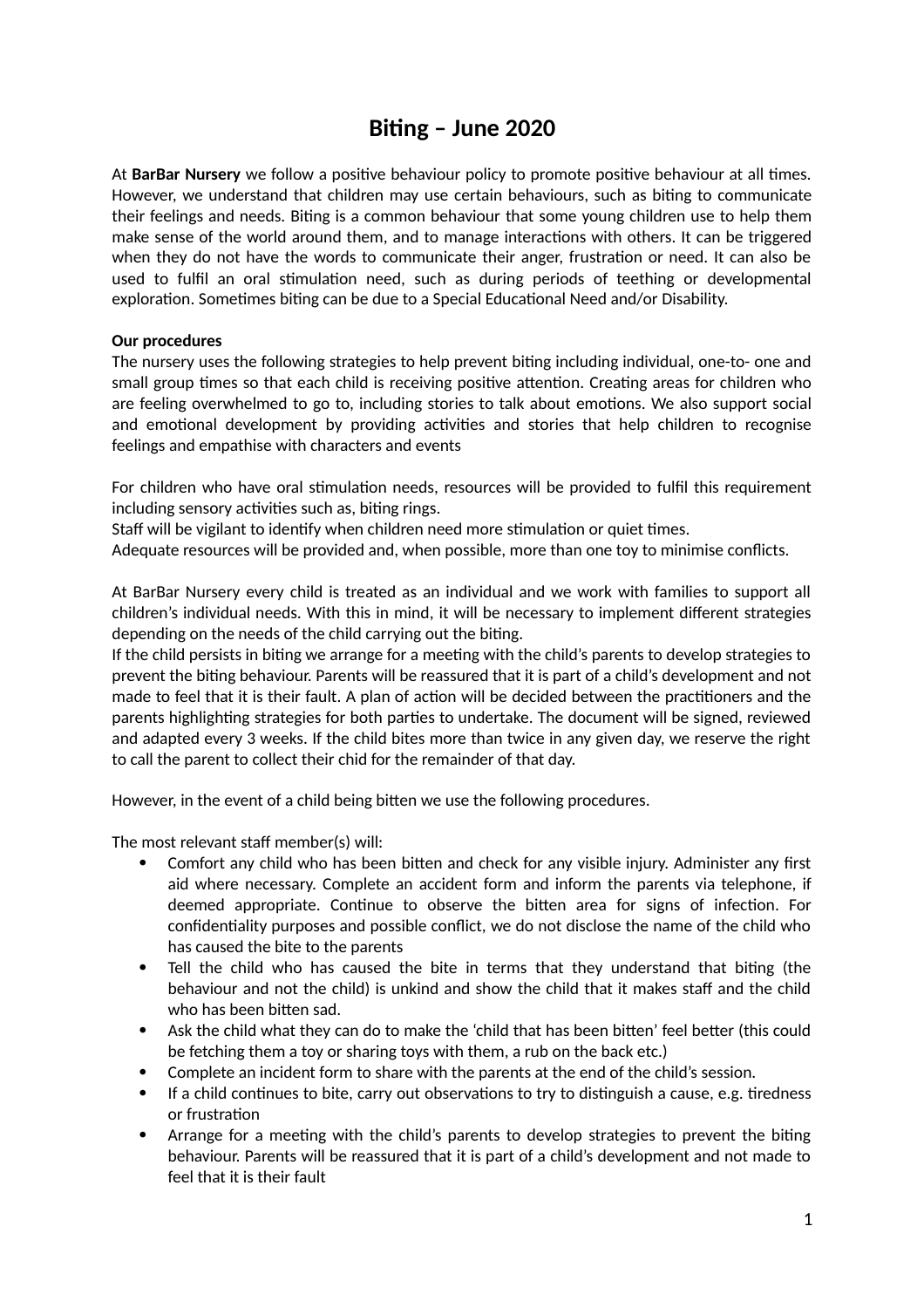# Biting – June 2020

At **BarBar Nursery** we follow a positive behaviour policy to promote positive behaviour at all times. However, we understand that children may use certain behaviours, such as biting to communicate their feelings and needs. Biting is a common behaviour that some young children use to help them make sense of the world around them, and to manage interactions with others. It can be triggered when they do not have the words to communicate their anger, frustration or need. It can also be used to fulfil an oral stimulation need, such as during periods of teething or developmental exploration. Sometimes biting can be due to a Special Educational Need and/or Disability.

**Our procedures**

The nursery uses the following strategies to help prevent biting including individual, one-to- one and small group times so that each child is receiving positive attention. Creating areas for children who are feeling overwhelmed to go to, including stories to talk about emotions. We also support social and emotional development by providing activities and stories that help children to recognise feelings and empathise with characters and events

For children who have oral stimulation needs, resources will be provided to fulfil this requirement including sensory activities such as, biting rings.
Staff will be vigilant to identify when children need more stimulation or quiet times.
Adequate resources will be provided and, when possible, more than one toy to minimise conflicts.

At BarBar Nursery every child is treated as an individual and we work with families to support all children's individual needs. With this in mind, it will be necessary to implement different strategies depending on the needs of the child carrying out the biting.
If the child persists in biting we arrange for a meeting with the child's parents to develop strategies to prevent the biting behaviour. Parents will be reassured that it is part of a child's development and not made to feel that it is their fault. A plan of action will be decided between the practitioners and the parents highlighting strategies for both parties to undertake. The document will be signed, reviewed and adapted every 3 weeks. If the child bites more than twice in any given day, we reserve the right to call the parent to collect their chid for the remainder of that day.

However, in the event of a child being bitten we use the following procedures.

The most relevant staff member(s) will:

- Comfort any child who has been bitten and check for any visible injury. Administer any first aid where necessary. Complete an accident form and inform the parents via telephone, if deemed appropriate. Continue to observe the bitten area for signs of infection. For confidentiality purposes and possible conflict, we do not disclose the name of the child who has caused the bite to the parents
- Tell the child who has caused the bite in terms that they understand that biting (the behaviour and not the child) is unkind and show the child that it makes staff and the child who has been bitten sad.
- Ask the child what they can do to make the 'child that has been bitten' feel better (this could be fetching them a toy or sharing toys with them, a rub on the back etc.)
- Complete an incident form to share with the parents at the end of the child's session.
- If a child continues to bite, carry out observations to try to distinguish a cause, e.g. tiredness or frustration
- Arrange for a meeting with the child's parents to develop strategies to prevent the biting behaviour. Parents will be reassured that it is part of a child's development and not made to feel that it is their fault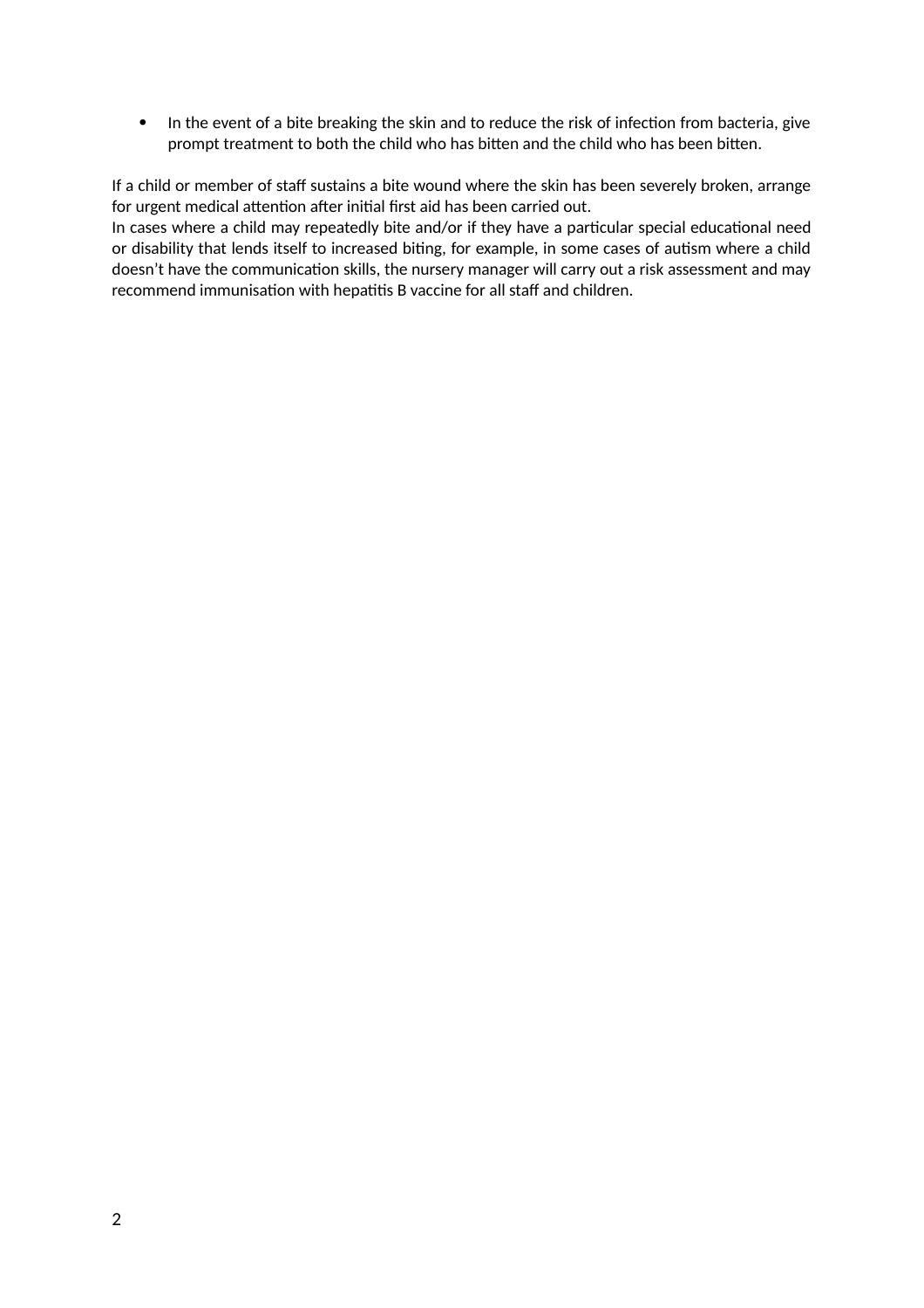- In the event of a bite breaking the skin and to reduce the risk of infection from bacteria, give prompt treatment to both the child who has bitten and the child who has been bitten.

If a child or member of staff sustains a bite wound where the skin has been severely broken, arrange for urgent medical attention after initial first aid has been carried out.

In cases where a child may repeatedly bite and/or if they have a particular special educational need or disability that lends itself to increased biting, for example, in some cases of autism where a child doesn't have the communication skills, the nursery manager will carry out a risk assessment and may recommend immunisation with hepatitis B vaccine for all staff and children.